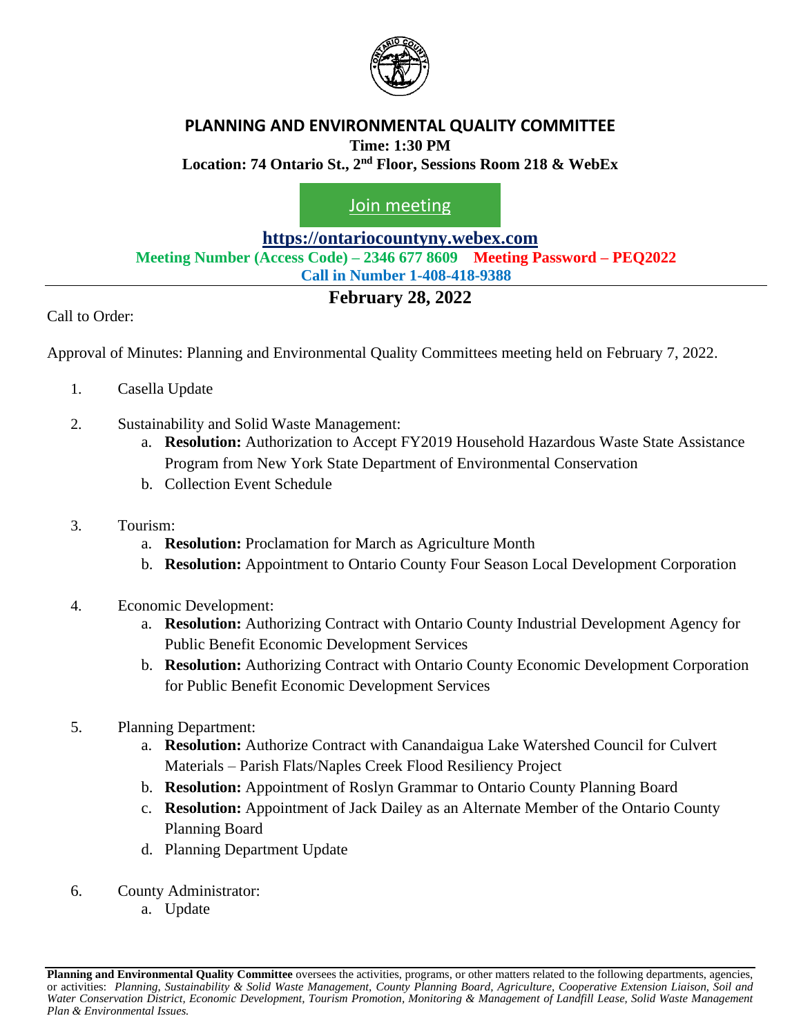# PLANNING AND ENVIRONMENTAL QUALITY COMMITTEE

**Time: 1:30 PM**

**Location: 74 Ontario St., 2nd Floor, Sessions Room 218 & WebEx**

Join meeting

**https://ontariocountyny.webex.com**

**Meeting Number (Access Code) – 2346 677 8609** **Meeting Password – PEQ2022**

**Call in Number 1-408-418-9388**

## February 28, 2022

Call to Order:

Approval of Minutes: Planning and Environmental Quality Committees meeting held on February 7, 2022.

1. Casella Update

2. Sustainability and Solid Waste Management:
   a. **Resolution:** Authorization to Accept FY2019 Household Hazardous Waste State Assistance Program from New York State Department of Environmental Conservation
   b. Collection Event Schedule

3. Tourism:
   a. **Resolution:** Proclamation for March as Agriculture Month
   b. **Resolution:** Appointment to Ontario County Four Season Local Development Corporation

4. Economic Development:
   a. **Resolution:** Authorizing Contract with Ontario County Industrial Development Agency for Public Benefit Economic Development Services
   b. **Resolution:** Authorizing Contract with Ontario County Economic Development Corporation for Public Benefit Economic Development Services

5. Planning Department:
   a. **Resolution:** Authorize Contract with Canandaigua Lake Watershed Council for Culvert Materials – Parish Flats/Naples Creek Flood Resiliency Project
   b. **Resolution:** Appointment of Roslyn Grammar to Ontario County Planning Board
   c. **Resolution:** Appointment of Jack Dailey as an Alternate Member of the Ontario County Planning Board
   d. Planning Department Update

6. County Administrator:
   a. Update

**Planning and Environmental Quality Committee** oversees the activities, programs, or other matters related to the following departments, agencies, or activities: *Planning, Sustainability & Solid Waste Management, County Planning Board, Agriculture, Cooperative Extension Liaison, Soil and Water Conservation District, Economic Development, Tourism Promotion, Monitoring & Management of Landfill Lease, Solid Waste Management Plan & Environmental Issues.*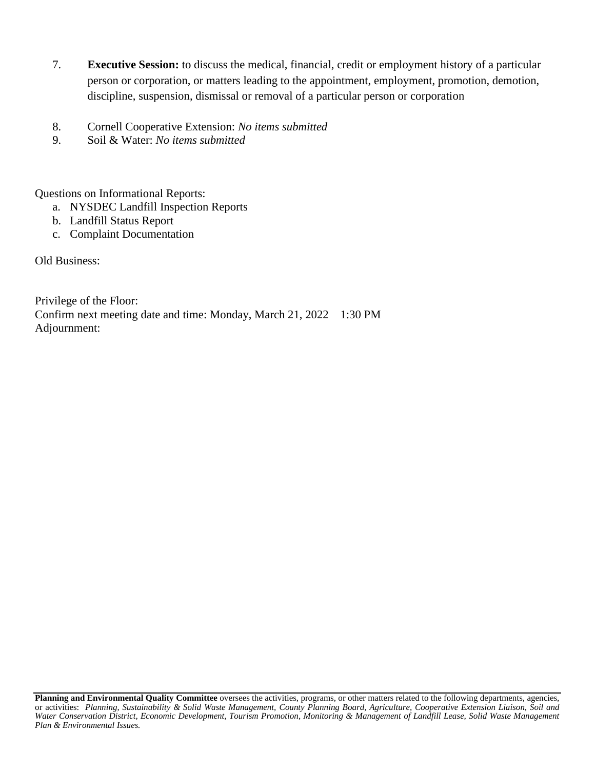7. **Executive Session:** to discuss the medical, financial, credit or employment history of a particular person or corporation, or matters leading to the appointment, employment, promotion, demotion, discipline, suspension, dismissal or removal of a particular person or corporation

8. Cornell Cooperative Extension: *No items submitted*
9. Soil & Water: *No items submitted*

Questions on Informational Reports:

a. NYSDEC Landfill Inspection Reports
b. Landfill Status Report
c. Complaint Documentation

Old Business:

Privilege of the Floor:
Confirm next meeting date and time: Monday, March 21, 2022 1:30 PM
Adjournment:

**Planning and Environmental Quality Committee** oversees the activities, programs, or other matters related to the following departments, agencies, or activities: *Planning, Sustainability & Solid Waste Management, County Planning Board, Agriculture, Cooperative Extension Liaison, Soil and Water Conservation District, Economic Development, Tourism Promotion, Monitoring & Management of Landfill Lease, Solid Waste Management Plan & Environmental Issues.*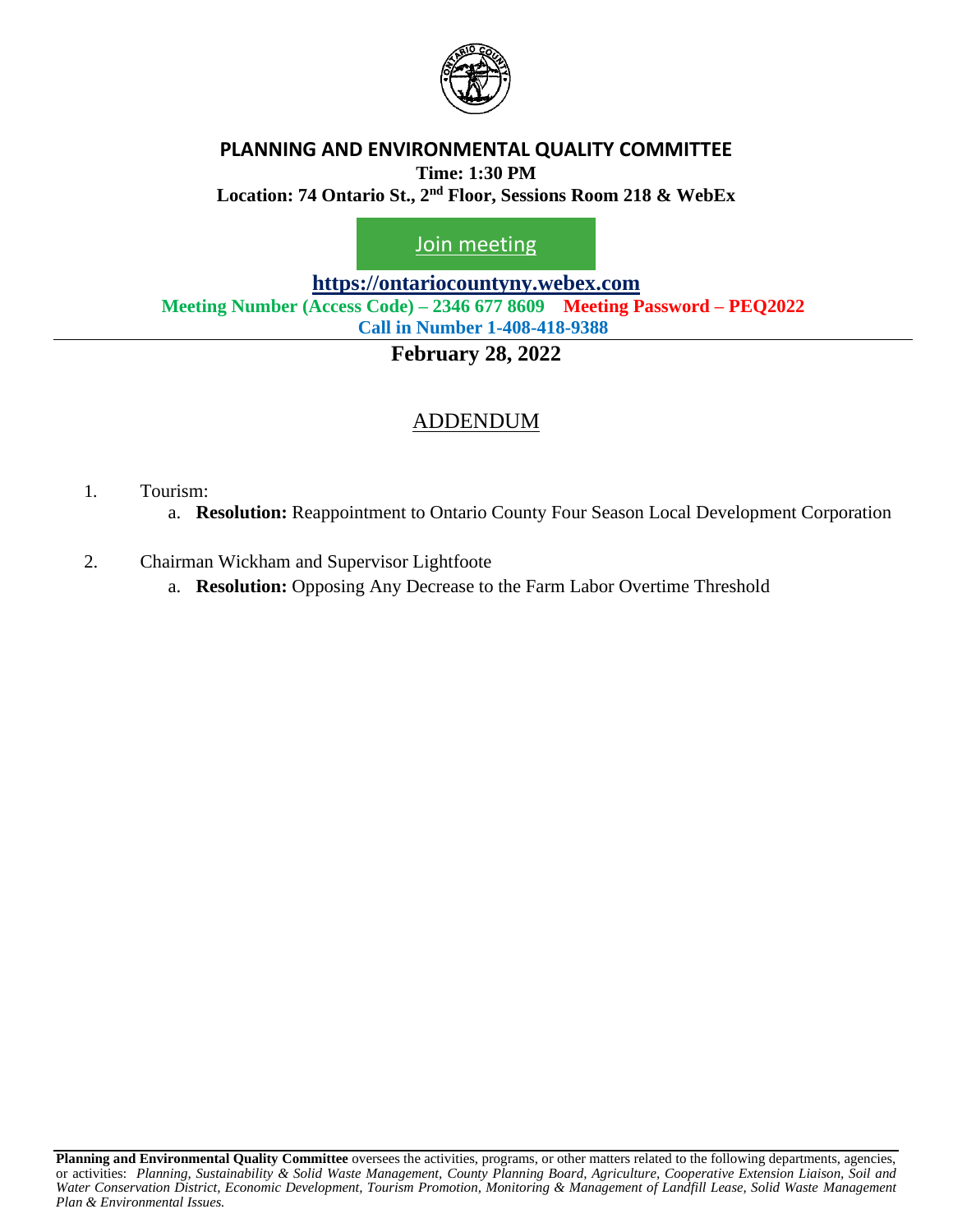# PLANNING AND ENVIRONMENTAL QUALITY COMMITTEE

**Time: 1:30 PM**

**Location: 74 Ontario St., 2nd Floor, Sessions Room 218 & WebEx**

Join meeting

**https://ontariocountyny.webex.com**

**Meeting Number (Access Code) – 2346 677 8609 Meeting Password – PEQ2022**

**Call in Number 1-408-418-9388**

**February 28, 2022**

## ADDENDUM

1. Tourism:
   a. **Resolution:** Reappointment to Ontario County Four Season Local Development Corporation

2. Chairman Wickham and Supervisor Lightfoote
   a. **Resolution:** Opposing Any Decrease to the Farm Labor Overtime Threshold

**Planning and Environmental Quality Committee** oversees the activities, programs, or other matters related to the following departments, agencies, or activities: *Planning, Sustainability & Solid Waste Management, County Planning Board, Agriculture, Cooperative Extension Liaison, Soil and Water Conservation District, Economic Development, Tourism Promotion, Monitoring & Management of Landfill Lease, Solid Waste Management Plan & Environmental Issues.*